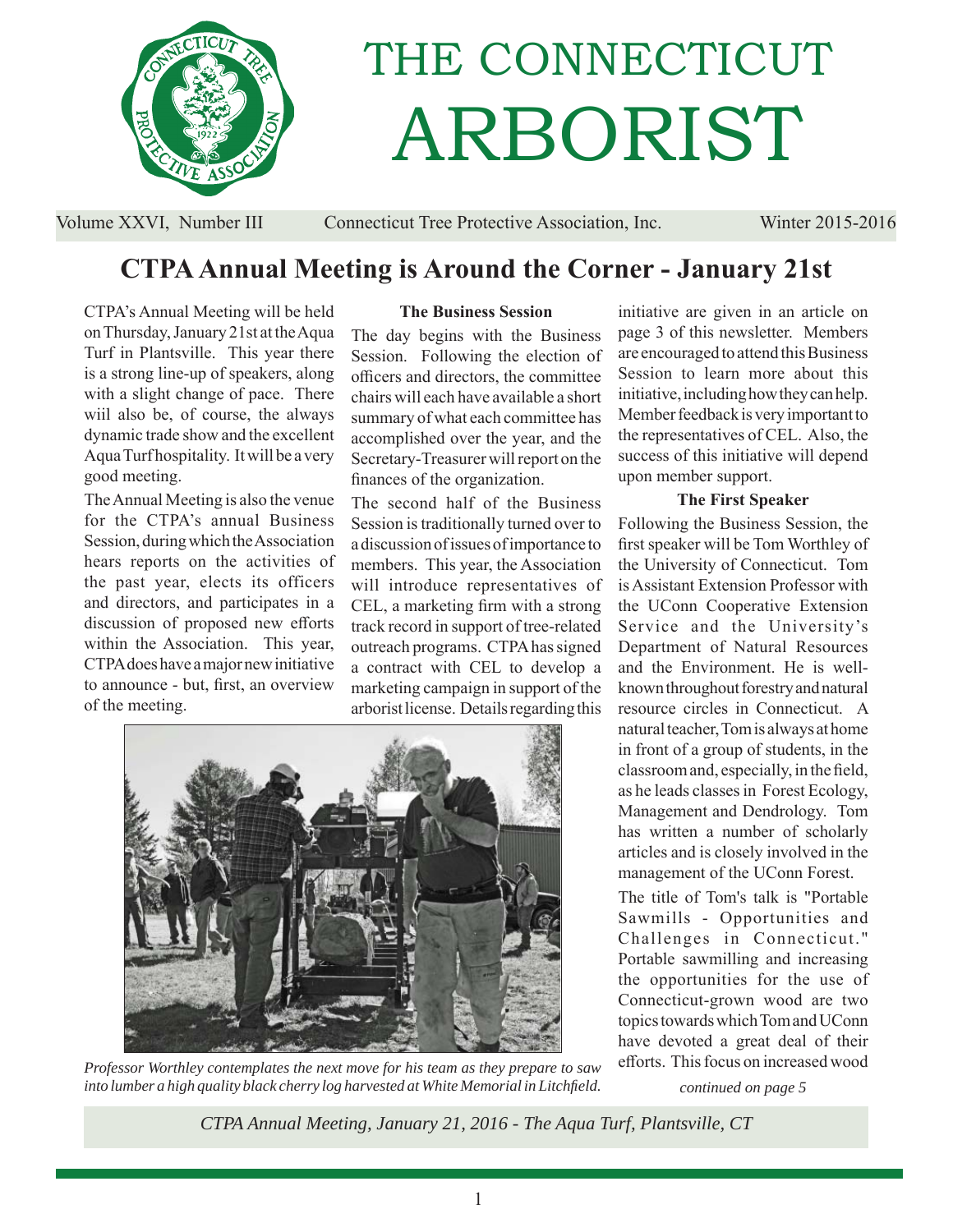# THE CONNECTICUT ARBORIST

Volume XXVI, Number III — Connecticut Tree Protective Association, Inc. — Winter 2015-2016

## CTPA Annual Meeting is Around the Corner - January 21st

CTPA's Annual Meeting will be held on Thursday, January 21st at the Aqua Turf in Plantsville. This year there is a strong line-up of speakers, along with a slight change of pace. There wiil also be, of course, the always dynamic trade show and the excellent Aqua Turf hospitality. It will be a very good meeting.

The Annual Meeting is also the venue for the CTPA's annual Business Session, during which the Association hears reports on the activities of the past year, elects its officers and directors, and participates in a discussion of proposed new efforts within the Association. This year, CTPA does have a major new initiative to announce - but, first, an overview of the meeting.

### The Business Session

The day begins with the Business Session. Following the election of officers and directors, the committee chairs will each have available a short summary of what each committee has accomplished over the year, and the Secretary-Treasurer will report on the finances of the organization.

The second half of the Business Session is traditionally turned over to a discussion of issues of importance to members. This year, the Association will introduce representatives of CEL, a marketing firm with a strong track record in support of tree-related outreach programs. CTPA has signed a contract with CEL to develop a marketing campaign in support of the arborist license. Details regarding this initiative are given in an article on page 3 of this newsletter. Members are encouraged to attend this Business Session to learn more about this initiative, including how they can help. Member feedback is very important to the representatives of CEL. Also, the success of this initiative will depend upon member support.

### The First Speaker

Following the Business Session, the first speaker will be Tom Worthley of the University of Connecticut. Tom is Assistant Extension Professor with the UConn Cooperative Extension Service and the University's Department of Natural Resources and the Environment. He is well-known throughout forestry and natural resource circles in Connecticut. A natural teacher, Tom is always at home in front of a group of students, in the classroom and, especially, in the field, as he leads classes in Forest Ecology, Management and Dendrology. Tom has written a number of scholarly articles and is closely involved in the management of the UConn Forest.

The title of Tom's talk is "Portable Sawmills - Opportunities and Challenges in Connecticut." Portable sawmilling and increasing the opportunities for the use of Connecticut-grown wood are two topics towards which Tom and UConn have devoted a great deal of their efforts. This focus on increased wood

*continued on page 5*

*Professor Worthley contemplates the next move for his team as they prepare to saw into lumber a high quality black cherry log harvested at White Memorial in Litchfield.*

*CTPA Annual Meeting, January 21, 2016 - The Aqua Turf, Plantsville, CT*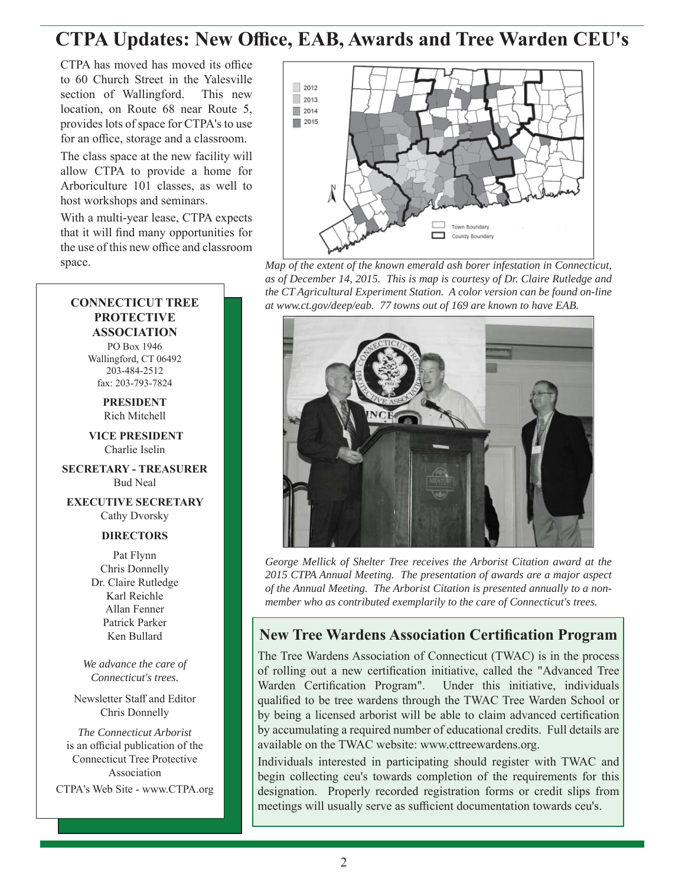# CTPA Updates: New Office, EAB, Awards and Tree Warden CEU's

CTPA has moved has moved its office to 60 Church Street in the Yalesville section of Wallingford. This new location, on Route 68 near Route 5, provides lots of space for CTPA's to use for an office, storage and a classroom.

The class space at the new facility will allow CTPA to provide a home for Arboriculture 101 classes, as well to host workshops and seminars.

With a multi-year lease, CTPA expects that it will find many opportunities for the use of this new office and classroom space.

*Map of the extent of the known emerald ash borer infestation in Connecticut, as of December 14, 2015. This is map is courtesy of Dr. Claire Rutledge and the CT Agricultural Experiment Station. A color version can be found on-line at www.ct.gov/deep/eab. 77 towns out of 169 are known to have EAB.*

*George Mellick of Shelter Tree receives the Arborist Citation award at the 2015 CTPA Annual Meeting. The presentation of awards are a major aspect of the Annual Meeting. The Arborist Citation is presented annually to a non-member who as contributed exemplarily to the care of Connecticut's trees.*

**CONNECTICUT TREE PROTECTIVE ASSOCIATION**
PO Box 1946
Wallingford, CT 06492
203-484-2512
fax: 203-793-7824

**PRESIDENT**
Rich Mitchell

**VICE PRESIDENT**
Charlie Iselin

**SECRETARY - TREASURER**
Bud Neal

**EXECUTIVE SECRETARY**
Cathy Dvorsky

**DIRECTORS**
Pat Flynn
Chris Donnelly
Dr. Claire Rutledge
Karl Reichle
Allan Fenner
Patrick Parker
Ken Bullard

*We advance the care of Connecticut's trees.*

Newsletter Staff and Editor
Chris Donnelly

*The Connecticut Arborist* is an official publication of the Connecticut Tree Protective Association

CTPA's Web Site - www.CTPA.org

## New Tree Wardens Association Certification Program

The Tree Wardens Association of Connecticut (TWAC) is in the process of rolling out a new certification initiative, called the "Advanced Tree Warden Certification Program". Under this initiative, individuals qualified to be tree wardens through the TWAC Tree Warden School or by being a licensed arborist will be able to claim advanced certification by accumulating a required number of educational credits. Full details are available on the TWAC website: www.cttreewardens.org.

Individuals interested in participating should register with TWAC and begin collecting ceu's towards completion of the requirements for this designation. Properly recorded registration forms or credit slips from meetings will usually serve as sufficient documentation towards ceu's.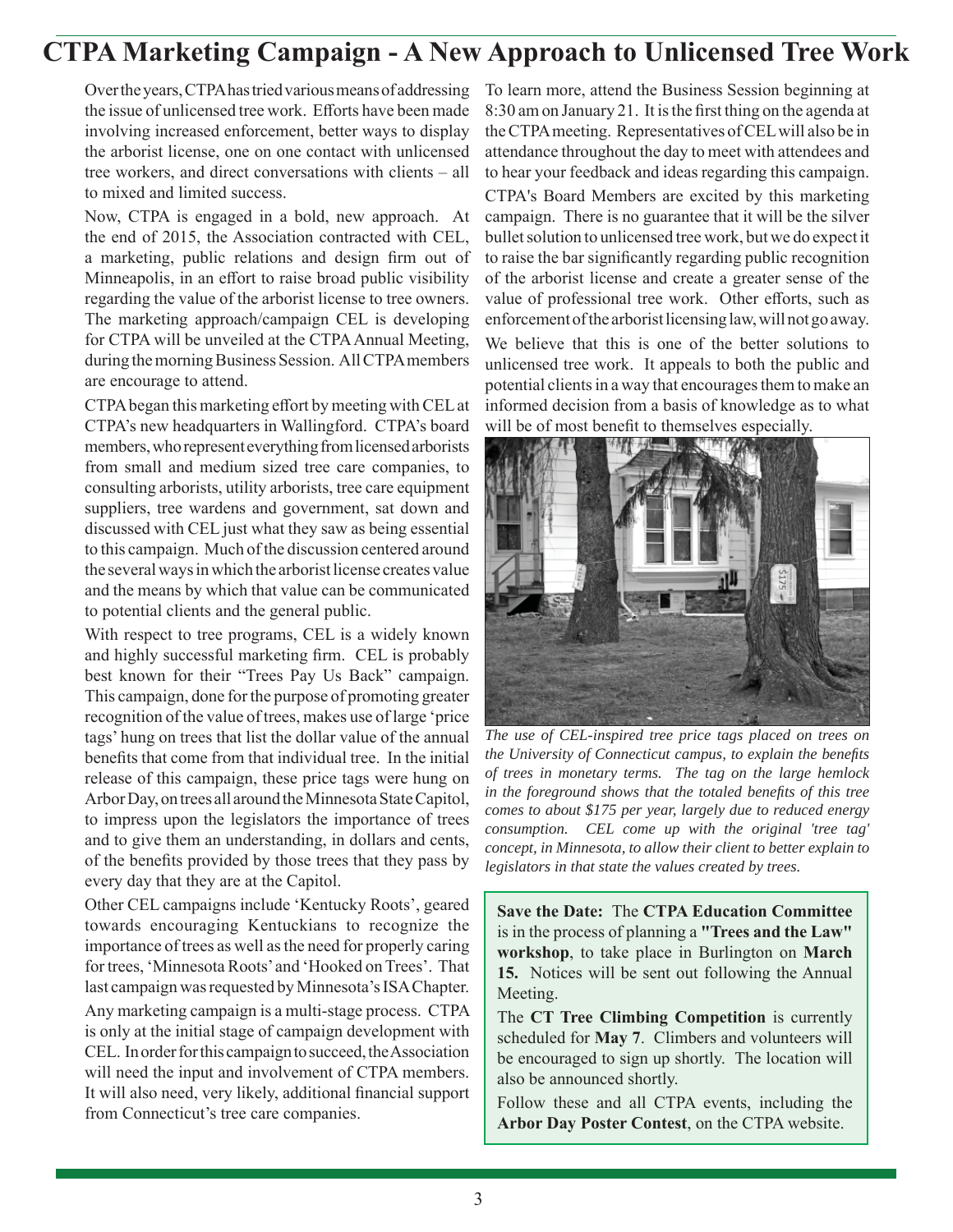# CTPA Marketing Campaign - A New Approach to Unlicensed Tree Work

Over the years, CTPA has tried various means of addressing the issue of unlicensed tree work. Efforts have been made involving increased enforcement, better ways to display the arborist license, one on one contact with unlicensed tree workers, and direct conversations with clients – all to mixed and limited success.

Now, CTPA is engaged in a bold, new approach. At the end of 2015, the Association contracted with CEL, a marketing, public relations and design firm out of Minneapolis, in an effort to raise broad public visibility regarding the value of the arborist license to tree owners. The marketing approach/campaign CEL is developing for CTPA will be unveiled at the CTPA Annual Meeting, during the morning Business Session. All CTPA members are encourage to attend.

CTPA began this marketing effort by meeting with CEL at CTPA's new headquarters in Wallingford. CTPA's board members, who represent everything from licensed arborists from small and medium sized tree care companies, to consulting arborists, utility arborists, tree care equipment suppliers, tree wardens and government, sat down and discussed with CEL just what they saw as being essential to this campaign. Much of the discussion centered around the several ways in which the arborist license creates value and the means by which that value can be communicated to potential clients and the general public.

With respect to tree programs, CEL is a widely known and highly successful marketing firm. CEL is probably best known for their "Trees Pay Us Back" campaign. This campaign, done for the purpose of promoting greater recognition of the value of trees, makes use of large 'price tags' hung on trees that list the dollar value of the annual benefits that come from that individual tree. In the initial release of this campaign, these price tags were hung on Arbor Day, on trees all around the Minnesota State Capitol, to impress upon the legislators the importance of trees and to give them an understanding, in dollars and cents, of the benefits provided by those trees that they pass by every day that they are at the Capitol.

Other CEL campaigns include 'Kentucky Roots', geared towards encouraging Kentuckians to recognize the importance of trees as well as the need for properly caring for trees, 'Minnesota Roots' and 'Hooked on Trees'. That last campaign was requested by Minnesota's ISA Chapter.

Any marketing campaign is a multi-stage process. CTPA is only at the initial stage of campaign development with CEL. In order for this campaign to succeed, the Association will need the input and involvement of CTPA members. It will also need, very likely, additional financial support from Connecticut's tree care companies.

To learn more, attend the Business Session beginning at 8:30 am on January 21. It is the first thing on the agenda at the CTPA meeting. Representatives of CEL will also be in attendance throughout the day to meet with attendees and to hear your feedback and ideas regarding this campaign.

CTPA's Board Members are excited by this marketing campaign. There is no guarantee that it will be the silver bullet solution to unlicensed tree work, but we do expect it to raise the bar significantly regarding public recognition of the arborist license and create a greater sense of the value of professional tree work. Other efforts, such as enforcement of the arborist licensing law, will not go away.

We believe that this is one of the better solutions to unlicensed tree work. It appeals to both the public and potential clients in a way that encourages them to make an informed decision from a basis of knowledge as to what will be of most benefit to themselves especially.

*The use of CEL-inspired tree price tags placed on trees on the University of Connecticut campus, to explain the benefits of trees in monetary terms. The tag on the large hemlock in the foreground shows that the totaled benefits of this tree comes to about $175 per year, largely due to reduced energy consumption. CEL come up with the original 'tree tag' concept, in Minnesota, to allow their client to better explain to legislators in that state the values created by trees.*

**Save the Date:** The **CTPA Education Committee** is in the process of planning a **"Trees and the Law" workshop**, to take place in Burlington on **March 15.** Notices will be sent out following the Annual Meeting.

The **CT Tree Climbing Competition** is currently scheduled for **May 7**. Climbers and volunteers will be encouraged to sign up shortly. The location will also be announced shortly.

Follow these and all CTPA events, including the **Arbor Day Poster Contest**, on the CTPA website.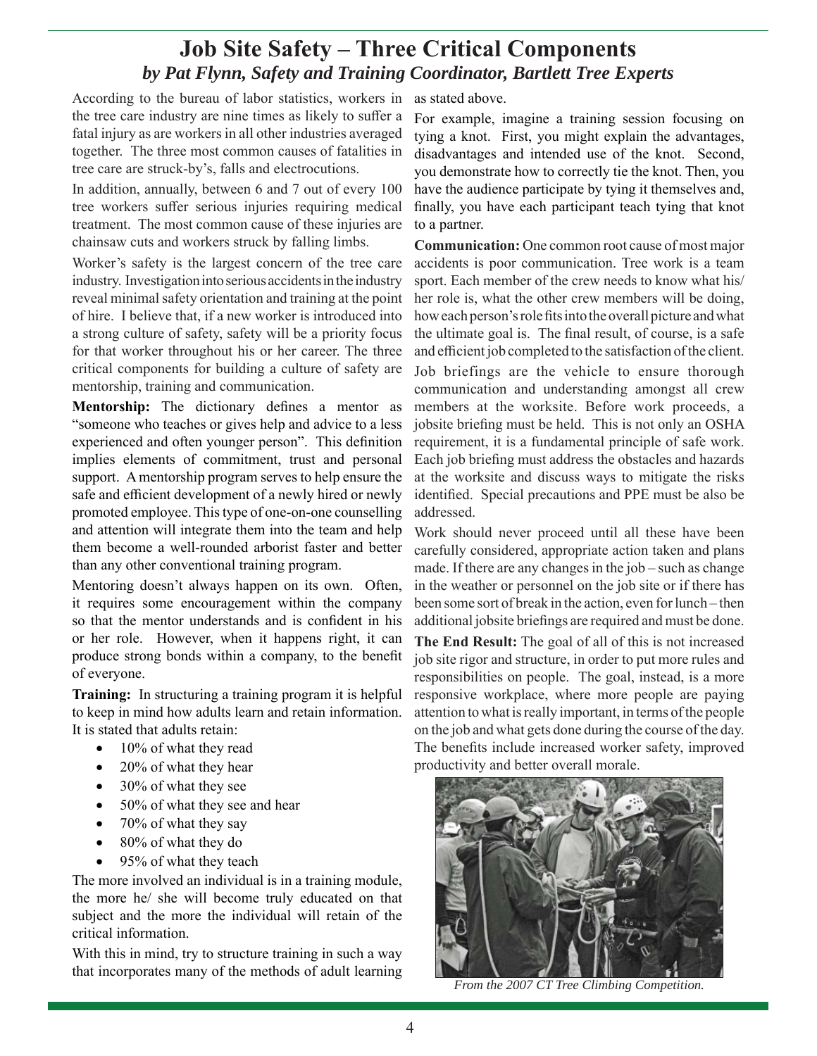# Job Site Safety – Three Critical Components

*by Pat Flynn, Safety and Training Coordinator, Bartlett Tree Experts*

According to the bureau of labor statistics, workers in the tree care industry are nine times as likely to suffer a fatal injury as are workers in all other industries averaged together. The three most common causes of fatalities in tree care are struck-by's, falls and electrocutions.

In addition, annually, between 6 and 7 out of every 100 tree workers suffer serious injuries requiring medical treatment. The most common cause of these injuries are chainsaw cuts and workers struck by falling limbs.

Worker's safety is the largest concern of the tree care industry. Investigation into serious accidents in the industry reveal minimal safety orientation and training at the point of hire. I believe that, if a new worker is introduced into a strong culture of safety, safety will be a priority focus for that worker throughout his or her career. The three critical components for building a culture of safety are mentorship, training and communication.

**Mentorship:** The dictionary defines a mentor as "someone who teaches or gives help and advice to a less experienced and often younger person". This definition implies elements of commitment, trust and personal support. A mentorship program serves to help ensure the safe and efficient development of a newly hired or newly promoted employee. This type of one-on-one counselling and attention will integrate them into the team and help them become a well-rounded arborist faster and better than any other conventional training program.

Mentoring doesn't always happen on its own. Often, it requires some encouragement within the company so that the mentor understands and is confident in his or her role. However, when it happens right, it can produce strong bonds within a company, to the benefit of everyone.

**Training:** In structuring a training program it is helpful to keep in mind how adults learn and retain information. It is stated that adults retain:

- 10% of what they read
- 20% of what they hear
- 30% of what they see
- 50% of what they see and hear
- 70% of what they say
- 80% of what they do
- 95% of what they teach

The more involved an individual is in a training module, the more he/ she will become truly educated on that subject and the more the individual will retain of the critical information.

With this in mind, try to structure training in such a way that incorporates many of the methods of adult learning as stated above.

For example, imagine a training session focusing on tying a knot. First, you might explain the advantages, disadvantages and intended use of the knot. Second, you demonstrate how to correctly tie the knot. Then, you have the audience participate by tying it themselves and, finally, you have each participant teach tying that knot to a partner.

**Communication:** One common root cause of most major accidents is poor communication. Tree work is a team sport. Each member of the crew needs to know what his/ her role is, what the other crew members will be doing, how each person's role fits into the overall picture and what the ultimate goal is. The final result, of course, is a safe and efficient job completed to the satisfaction of the client.

Job briefings are the vehicle to ensure thorough communication and understanding amongst all crew members at the worksite. Before work proceeds, a jobsite briefing must be held. This is not only an OSHA requirement, it is a fundamental principle of safe work. Each job briefing must address the obstacles and hazards at the worksite and discuss ways to mitigate the risks identified. Special precautions and PPE must be also be addressed.

Work should never proceed until all these have been carefully considered, appropriate action taken and plans made. If there are any changes in the job – such as change in the weather or personnel on the job site or if there has been some sort of break in the action, even for lunch – then additional jobsite briefings are required and must be done.

**The End Result:** The goal of all of this is not increased job site rigor and structure, in order to put more rules and responsibilities on people. The goal, instead, is a more responsive workplace, where more people are paying attention to what is really important, in terms of the people on the job and what gets done during the course of the day. The benefits include increased worker safety, improved productivity and better overall morale.

*From the 2007 CT Tree Climbing Competition.*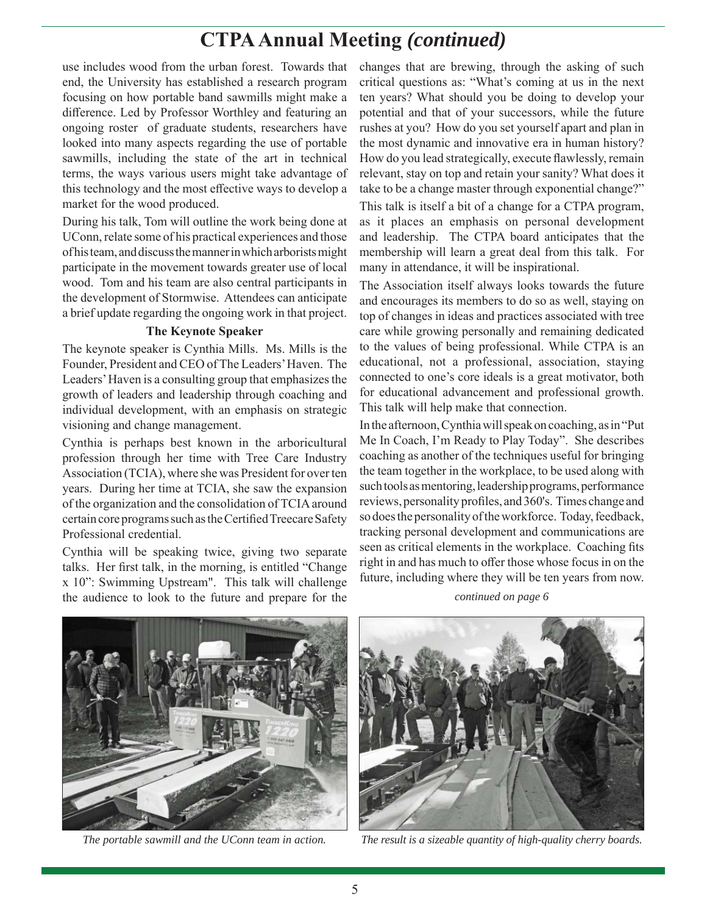# CTPA Annual Meeting *(continued)*

use includes wood from the urban forest. Towards that end, the University has established a research program focusing on how portable band sawmills might make a difference. Led by Professor Worthley and featuring an ongoing roster of graduate students, researchers have looked into many aspects regarding the use of portable sawmills, including the state of the art in technical terms, the ways various users might take advantage of this technology and the most effective ways to develop a market for the wood produced.

During his talk, Tom will outline the work being done at UConn, relate some of his practical experiences and those of his team, and discuss the manner in which arborists might participate in the movement towards greater use of local wood. Tom and his team are also central participants in the development of Stormwise. Attendees can anticipate a brief update regarding the ongoing work in that project.

**The Keynote Speaker**

The keynote speaker is Cynthia Mills. Ms. Mills is the Founder, President and CEO of The Leaders' Haven. The Leaders' Haven is a consulting group that emphasizes the growth of leaders and leadership through coaching and individual development, with an emphasis on strategic visioning and change management.

Cynthia is perhaps best known in the arboricultural profession through her time with Tree Care Industry Association (TCIA), where she was President for over ten years. During her time at TCIA, she saw the expansion of the organization and the consolidation of TCIA around certain core programs such as the Certified Treecare Safety Professional credential.

Cynthia will be speaking twice, giving two separate talks. Her first talk, in the morning, is entitled "Change x 10": Swimming Upstream". This talk will challenge the audience to look to the future and prepare for the changes that are brewing, through the asking of such critical questions as: "What's coming at us in the next ten years? What should you be doing to develop your potential and that of your successors, while the future rushes at you? How do you set yourself apart and plan in the most dynamic and innovative era in human history? How do you lead strategically, execute flawlessly, remain relevant, stay on top and retain your sanity? What does it take to be a change master through exponential change?"

This talk is itself a bit of a change for a CTPA program, as it places an emphasis on personal development and leadership. The CTPA board anticipates that the membership will learn a great deal from this talk. For many in attendance, it will be inspirational.

The Association itself always looks towards the future and encourages its members to do so as well, staying on top of changes in ideas and practices associated with tree care while growing personally and remaining dedicated to the values of being professional. While CTPA is an educational, not a professional, association, staying connected to one's core ideals is a great motivator, both for educational advancement and professional growth. This talk will help make that connection.

In the afternoon, Cynthia will speak on coaching, as in "Put Me In Coach, I'm Ready to Play Today". She describes coaching as another of the techniques useful for bringing the team together in the workplace, to be used along with such tools as mentoring, leadership programs, performance reviews, personality profiles, and 360's. Times change and so does the personality of the workforce. Today, feedback, tracking personal development and communications are seen as critical elements in the workplace. Coaching fits right in and has much to offer those whose focus in on the future, including where they will be ten years from now.

*continued on page 6*

*The portable sawmill and the UConn team in action.*

*The result is a sizeable quantity of high-quality cherry boards.*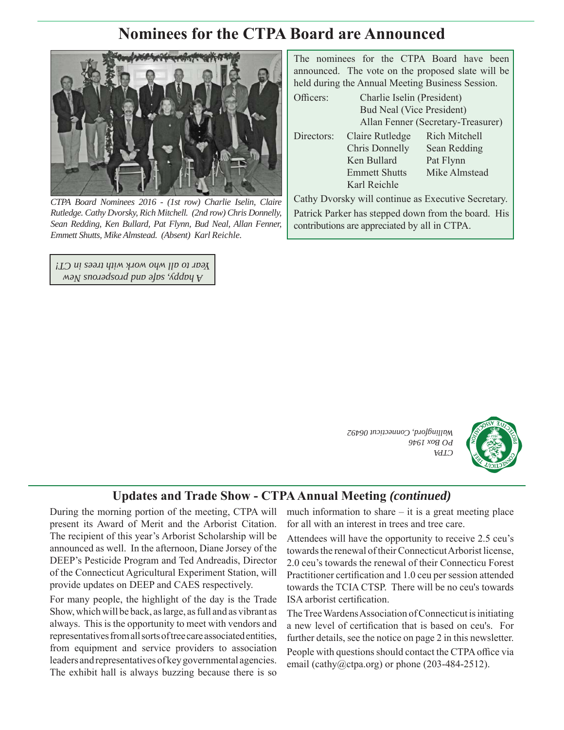# Nominees for the CTPA Board are Announced

*CTPA Board Nominees 2016 - (1st row) Charlie Iselin, Claire Rutledge. Cathy Dvorsky, Rich Mitchell. (2nd row) Chris Donnelly, Sean Redding, Ken Bullard, Pat Flynn, Bud Neal, Allan Fenner, Emmett Shutts, Mike Almstead. (Absent) Karl Reichle.*

The nominees for the CTPA Board have been announced. The vote on the proposed slate will be held during the Annual Meeting Business Session.

Officers:
- Charlie Iselin (President)
- Bud Neal (Vice President)
- Allan Fenner (Secretary-Treasurer)

Directors:

| | |
|---|---|
| Claire Rutledge | Rich Mitchell |
| Chris Donnelly | Sean Redding |
| Ken Bullard | Pat Flynn |
| Emmett Shutts | Mike Almstead |
| Karl Reichle | |

Cathy Dvorsky will continue as Executive Secretary.

Patrick Parker has stepped down from the board. His contributions are appreciated by all in CTPA.

*A happy, safe and prosperous New Year to all who work with trees in CT!*

CTPA
PO Box 1946
Wallingford, Connecticut 06492

## Updates and Trade Show - CTPA Annual Meeting *(continued)*

During the morning portion of the meeting, CTPA will present its Award of Merit and the Arborist Citation. The recipient of this year's Arborist Scholarship will be announced as well. In the afternoon, Diane Jorsey of the DEEP's Pesticide Program and Ted Andreadis, Director of the Connecticut Agricultural Experiment Station, will provide updates on DEEP and CAES respectively.

For many people, the highlight of the day is the Trade Show, which will be back, as large, as full and as vibrant as always. This is the opportunity to meet with vendors and representatives from all sorts of tree care associated entities, from equipment and service providers to association leaders and representatives of key governmental agencies. The exhibit hall is always buzzing because there is so much information to share – it is a great meeting place for all with an interest in trees and tree care.

Attendees will have the opportunity to receive 2.5 ceu's towards the renewal of their Connecticut Arborist license, 2.0 ceu's towards the renewal of their Connecticu Forest Practitioner certification and 1.0 ceu per session attended towards the TCIA CTSP. There will be no ceu's towards ISA arborist certification.

The Tree Wardens Association of Connecticut is initiating a new level of certification that is based on ceu's. For further details, see the notice on page 2 in this newsletter.

People with questions should contact the CTPA office via email (cathy@ctpa.org) or phone (203-484-2512).